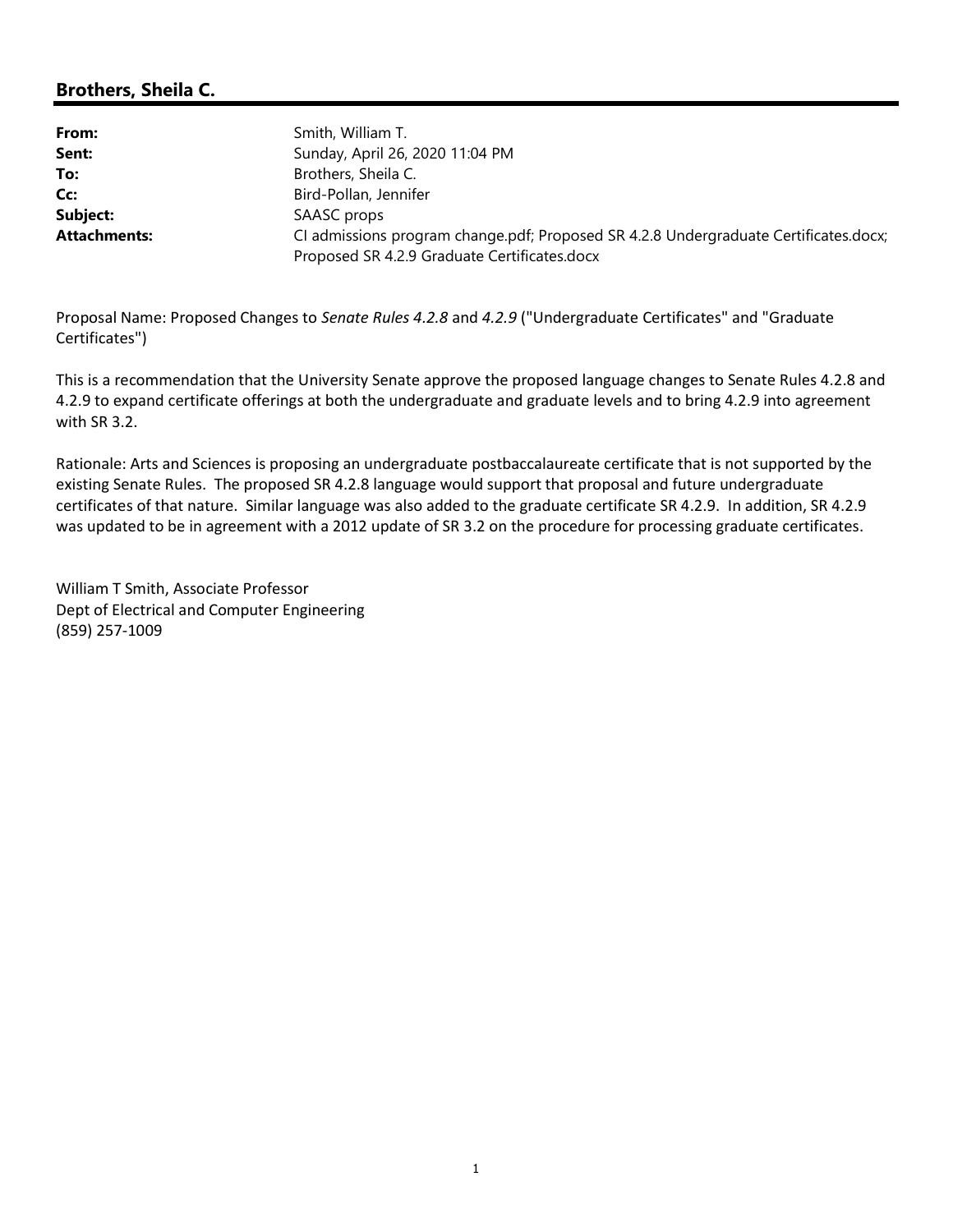## Brothers, Sheila C.

| | |
|---|---|
| **From:** | Smith, William T. |
| **Sent:** | Sunday, April 26, 2020 11:04 PM |
| **To:** | Brothers, Sheila C. |
| **Cc:** | Bird-Pollan, Jennifer |
| **Subject:** | SAASC props |
| **Attachments:** | CI admissions program change.pdf; Proposed SR 4.2.8 Undergraduate Certificates.docx; Proposed SR 4.2.9 Graduate Certificates.docx |

Proposal Name: Proposed Changes to *Senate Rules 4.2.8* and *4.2.9* ("Undergraduate Certificates" and "Graduate Certificates")

This is a recommendation that the University Senate approve the proposed language changes to Senate Rules 4.2.8 and 4.2.9 to expand certificate offerings at both the undergraduate and graduate levels and to bring 4.2.9 into agreement with SR 3.2.

Rationale: Arts and Sciences is proposing an undergraduate postbaccalaureate certificate that is not supported by the existing Senate Rules. The proposed SR 4.2.8 language would support that proposal and future undergraduate certificates of that nature. Similar language was also added to the graduate certificate SR 4.2.9. In addition, SR 4.2.9 was updated to be in agreement with a 2012 update of SR 3.2 on the procedure for processing graduate certificates.

William T Smith, Associate Professor
Dept of Electrical and Computer Engineering
(859) 257-1009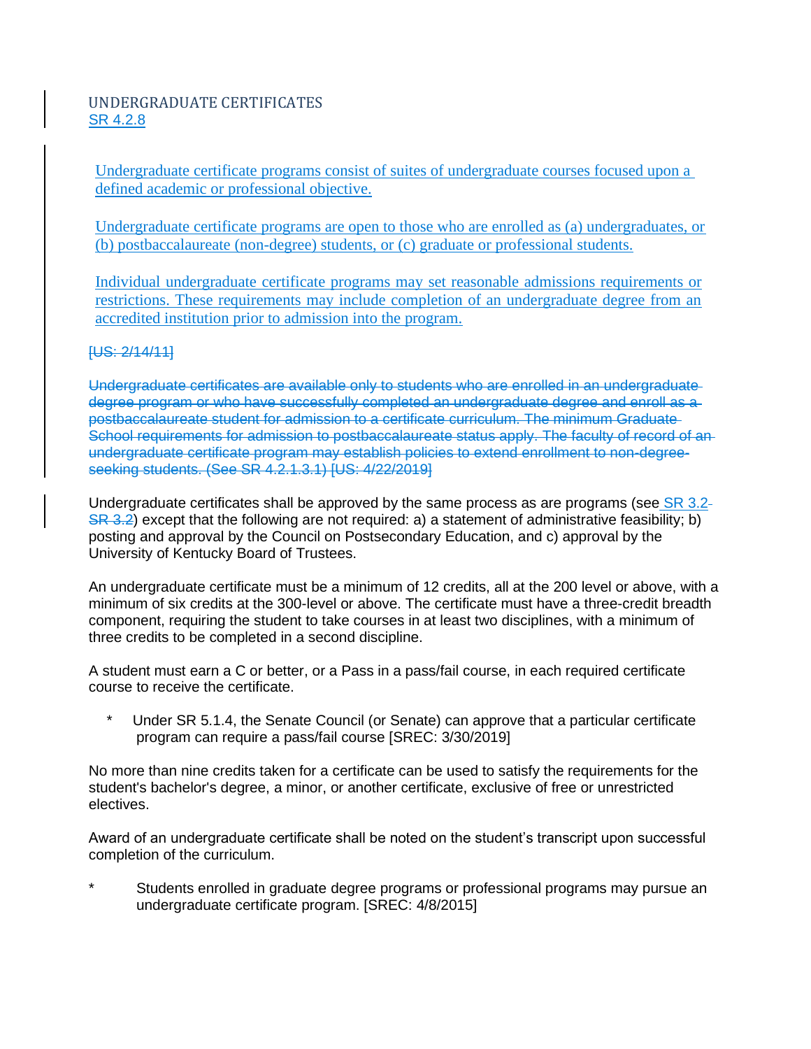## UNDERGRADUATE CERTIFICATES
SR 4.2.8

Undergraduate certificate programs consist of suites of undergraduate courses focused upon a defined academic or professional objective.

Undergraduate certificate programs are open to those who are enrolled as (a) undergraduates, or (b) postbaccalaureate (non-degree) students, or (c) graduate or professional students.

Individual undergraduate certificate programs may set reasonable admissions requirements or restrictions. These requirements may include completion of an undergraduate degree from an accredited institution prior to admission into the program.

~~[US: 2/14/11]~~

~~Undergraduate certificates are available only to students who are enrolled in an undergraduate degree program or who have successfully completed an undergraduate degree and enroll as a postbaccalaureate student for admission to a certificate curriculum. The minimum Graduate School requirements for admission to postbaccalaureate status apply. The faculty of record of an undergraduate certificate program may establish policies to extend enrollment to non-degree-seeking students. (See SR 4.2.1.3.1) [US: 4/22/2019]~~

Undergraduate certificates shall be approved by the same process as are programs (see SR 3.2 ~~SR 3.2~~) except that the following are not required: a) a statement of administrative feasibility; b) posting and approval by the Council on Postsecondary Education, and c) approval by the University of Kentucky Board of Trustees.

An undergraduate certificate must be a minimum of 12 credits, all at the 200 level or above, with a minimum of six credits at the 300-level or above. The certificate must have a three-credit breadth component, requiring the student to take courses in at least two disciplines, with a minimum of three credits to be completed in a second discipline.

A student must earn a C or better, or a Pass in a pass/fail course, in each required certificate course to receive the certificate.

\* Under SR 5.1.4, the Senate Council (or Senate) can approve that a particular certificate program can require a pass/fail course [SREC: 3/30/2019]

No more than nine credits taken for a certificate can be used to satisfy the requirements for the student's bachelor's degree, a minor, or another certificate, exclusive of free or unrestricted electives.

Award of an undergraduate certificate shall be noted on the student's transcript upon successful completion of the curriculum.

\* Students enrolled in graduate degree programs or professional programs may pursue an undergraduate certificate program. [SREC: 4/8/2015]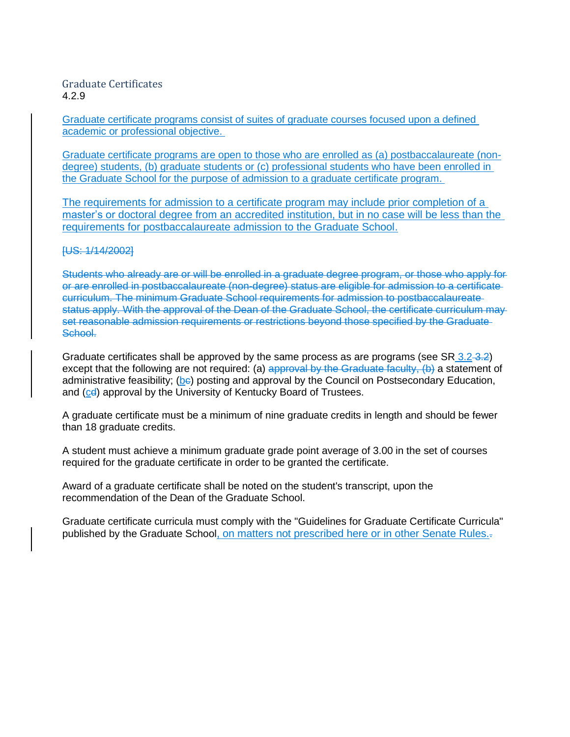Graduate Certificates
4.2.9

Graduate certificate programs consist of suites of graduate courses focused upon a defined academic or professional objective.

Graduate certificate programs are open to those who are enrolled as (a) postbaccalaureate (non-degree) students, (b) graduate students or (c) professional students who have been enrolled in the Graduate School for the purpose of admission to a graduate certificate program.

The requirements for admission to a certificate program may include prior completion of a master's or doctoral degree from an accredited institution, but in no case will be less than the requirements for postbaccalaureate admission to the Graduate School.

~~[US: 1/14/2002]~~

~~Students who already are or will be enrolled in a graduate degree program, or those who apply for or are enrolled in postbaccalaureate (non-degree) status are eligible for admission to a certificate curriculum. The minimum Graduate School requirements for admission to postbaccalaureate status apply. With the approval of the Dean of the Graduate School, the certificate curriculum may set reasonable admission requirements or restrictions beyond those specified by the Graduate School.~~

Graduate certificates shall be approved by the same process as are programs (see SR 3.2 ~~3.2~~) except that the following are not required: (a) ~~approval by the Graduate faculty, (b)~~ a statement of administrative feasibility; (b~~c~~) posting and approval by the Council on Postsecondary Education, and (c~~d~~) approval by the University of Kentucky Board of Trustees.

A graduate certificate must be a minimum of nine graduate credits in length and should be fewer than 18 graduate credits.

A student must achieve a minimum graduate grade point average of 3.00 in the set of courses required for the graduate certificate in order to be granted the certificate.

Award of a graduate certificate shall be noted on the student's transcript, upon the recommendation of the Dean of the Graduate School.

Graduate certificate curricula must comply with the "Guidelines for Graduate Certificate Curricula" published by the Graduate School, on matters not prescribed here or in other Senate Rules.~~.~~